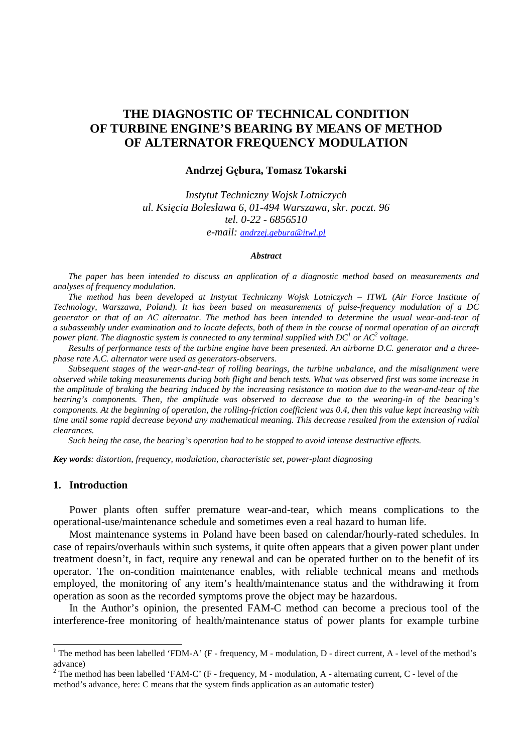# THE DIAGNOSTIC OF TECHNICAL CONDITION OF TURBINE ENGINE'S BEARING BY MEANS OF METHOD OF ALTERNATOR FREQUENCY MODULATION

**Andrzej Gębura, Tomasz Tokarski**

*Instytut Techniczny Wojsk Lotniczych*
*ul. Księcia Bolesława 6, 01-494 Warszawa, skr. poczt. 96*
*tel. 0-22 - 6856510*
*e-mail: andrzej.gebura@itwl.pl*

***Abstract***

*The paper has been intended to discuss an application of a diagnostic method based on measurements and analyses of frequency modulation.*

*The method has been developed at Instytut Techniczny Wojsk Lotniczych – ITWL (Air Force Institute of Technology, Warszawa, Poland). It has been based on measurements of pulse-frequency modulation of a DC generator or that of an AC alternator. The method has been intended to determine the usual wear-and-tear of a subassembly under examination and to locate defects, both of them in the course of normal operation of an aircraft power plant. The diagnostic system is connected to any terminal supplied with DC[1] or AC[2] voltage.*

*Results of performance tests of the turbine engine have been presented. An airborne D.C. generator and a three-phase rate A.C. alternator were used as generators-observers.*

*Subsequent stages of the wear-and-tear of rolling bearings, the turbine unbalance, and the misalignment were observed while taking measurements during both flight and bench tests. What was observed first was some increase in the amplitude of braking the bearing induced by the increasing resistance to motion due to the wear-and-tear of the bearing's components. Then, the amplitude was observed to decrease due to the wearing-in of the bearing's components. At the beginning of operation, the rolling-friction coefficient was 0.4, then this value kept increasing with time until some rapid decrease beyond any mathematical meaning. This decrease resulted from the extension of radial clearances.*

*Such being the case, the bearing's operation had to be stopped to avoid intense destructive effects.*

***Key words**: distortion, frequency, modulation, characteristic set, power-plant diagnosing*

## 1. Introduction

Power plants often suffer premature wear-and-tear, which means complications to the operational-use/maintenance schedule and sometimes even a real hazard to human life.

Most maintenance systems in Poland have been based on calendar/hourly-rated schedules. In case of repairs/overhauls within such systems, it quite often appears that a given power plant under treatment doesn't, in fact, require any renewal and can be operated further on to the benefit of its operator. The on-condition maintenance enables, with reliable technical means and methods employed, the monitoring of any item's health/maintenance status and the withdrawing it from operation as soon as the recorded symptoms prove the object may be hazardous.

In the Author's opinion, the presented FAM-C method can become a precious tool of the interference-free monitoring of health/maintenance status of power plants for example turbine

---

[1] The method has been labelled 'FDM-A' (F - frequency, M - modulation, D - direct current, A - level of the method's advance)

[2] The method has been labelled 'FAM-C' (F - frequency, M - modulation, A - alternating current, C - level of the method's advance, here: C means that the system finds application as an automatic tester)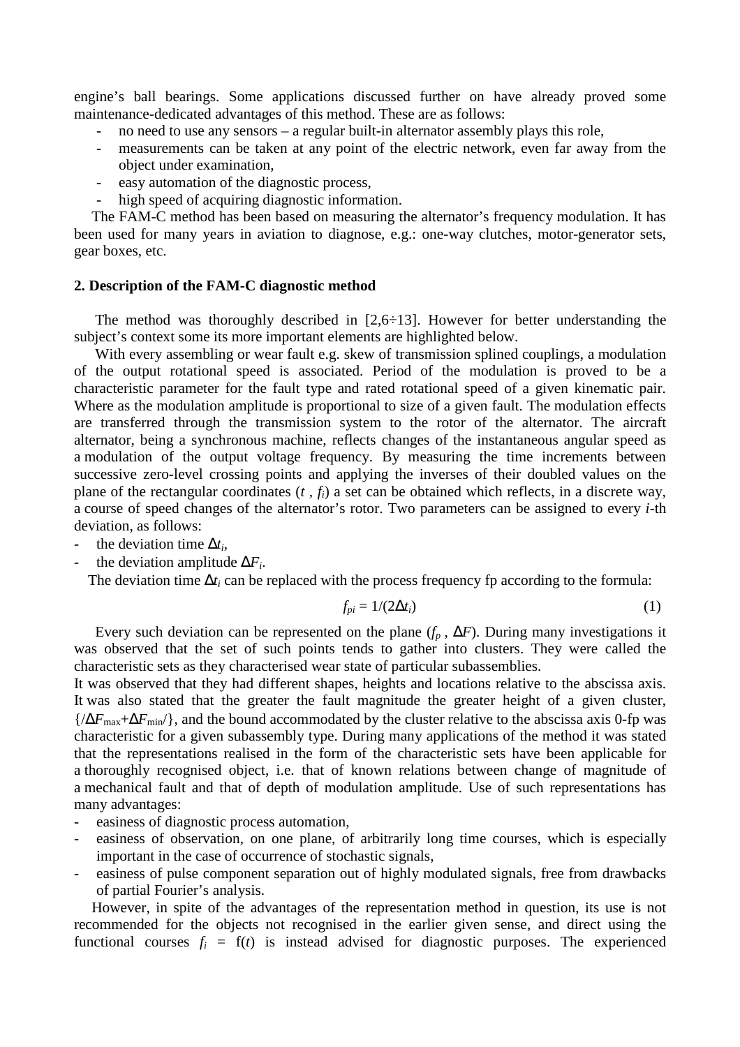engine's ball bearings. Some applications discussed further on have already proved some maintenance-dedicated advantages of this method. These are as follows:

- no need to use any sensors – a regular built-in alternator assembly plays this role,
- measurements can be taken at any point of the electric network, even far away from the object under examination,
- easy automation of the diagnostic process,
- high speed of acquiring diagnostic information.

The FAM-C method has been based on measuring the alternator's frequency modulation. It has been used for many years in aviation to diagnose, e.g.: one-way clutches, motor-generator sets, gear boxes, etc.

## 2. Description of the FAM-C diagnostic method

The method was thoroughly described in [2,6÷13]. However for better understanding the subject's context some its more important elements are highlighted below.

With every assembling or wear fault e.g. skew of transmission splined couplings, a modulation of the output rotational speed is associated. Period of the modulation is proved to be a characteristic parameter for the fault type and rated rotational speed of a given kinematic pair. Where as the modulation amplitude is proportional to size of a given fault. The modulation effects are transferred through the transmission system to the rotor of the alternator. The aircraft alternator, being a synchronous machine, reflects changes of the instantaneous angular speed as a modulation of the output voltage frequency. By measuring the time increments between successive zero-level crossing points and applying the inverses of their doubled values on the plane of the rectangular coordinates ($t$ , $f_i$) a set can be obtained which reflects, in a discrete way, a course of speed changes of the alternator's rotor. Two parameters can be assigned to every $i$-th deviation, as follows:

- the deviation time $\Delta t_i$,
- the deviation amplitude $\Delta F_i$.

The deviation time $\Delta t_i$ can be replaced with the process frequency fp according to the formula:

$$f_{pi} = 1/(2\Delta t_i) \tag{1}$$

Every such deviation can be represented on the plane ($f_p$ , $\Delta F$). During many investigations it was observed that the set of such points tends to gather into clusters. They were called the characteristic sets as they characterised wear state of particular subassemblies.

It was observed that they had different shapes, heights and locations relative to the abscissa axis. It was also stated that the greater the fault magnitude the greater height of a given cluster, $\{/\Delta F_{\max}+\Delta F_{\min}/\}$, and the bound accommodated by the cluster relative to the abscissa axis 0-fp was characteristic for a given subassembly type. During many applications of the method it was stated that the representations realised in the form of the characteristic sets have been applicable for a thoroughly recognised object, i.e. that of known relations between change of magnitude of a mechanical fault and that of depth of modulation amplitude. Use of such representations has many advantages:

- easiness of diagnostic process automation,
- easiness of observation, on one plane, of arbitrarily long time courses, which is especially important in the case of occurrence of stochastic signals,
- easiness of pulse component separation out of highly modulated signals, free from drawbacks of partial Fourier's analysis.

However, in spite of the advantages of the representation method in question, its use is not recommended for the objects not recognised in the earlier given sense, and direct using the functional courses $f_i$ = f($t$) is instead advised for diagnostic purposes. The experienced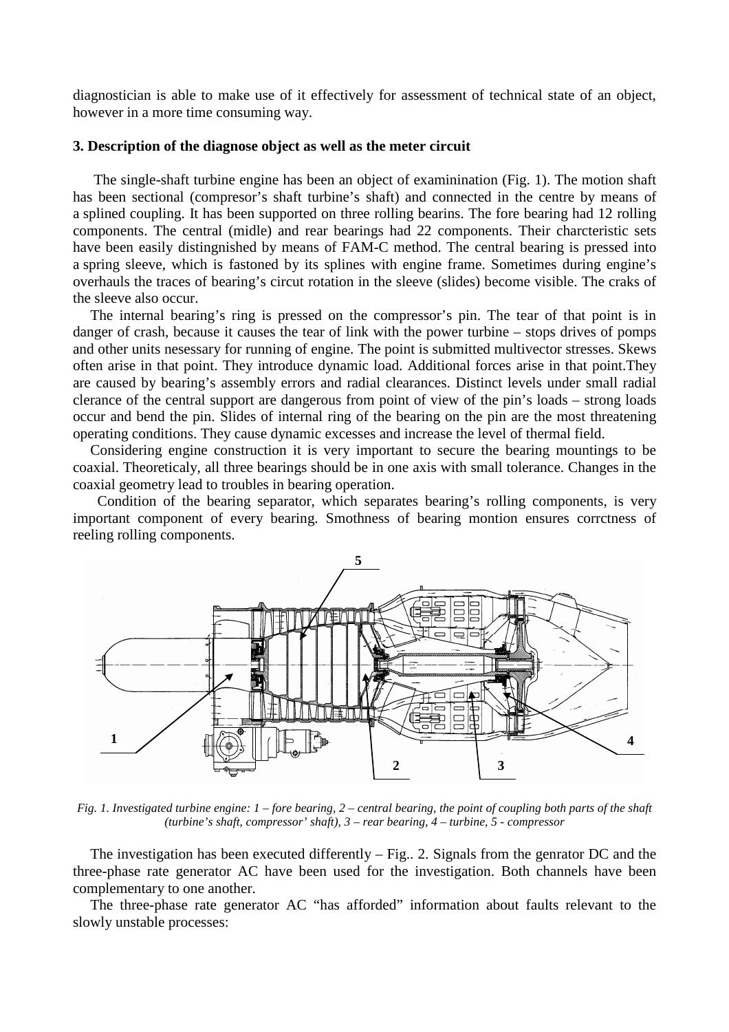diagnostician is able to make use of it effectively for assessment of technical state of an object, however in a more time consuming way.

### 3. Description of the diagnose object as well as the meter circuit

The single-shaft turbine engine has been an object of examinination (Fig. 1). The motion shaft has been sectional (compresor's shaft turbine's shaft) and connected in the centre by means of a splined coupling. It has been supported on three rolling bearins. The fore bearing had 12 rolling components. The central (midle) and rear bearings had 22 components. Their charcteristic sets have been easily distingnished by means of FAM-C method. The central bearing is pressed into a spring sleeve, which is fastoned by its splines with engine frame. Sometimes during engine's overhauls the traces of bearing's circut rotation in the sleeve (slides) become visible. The craks of the sleeve also occur.

The internal bearing's ring is pressed on the compressor's pin. The tear of that point is in danger of crash, because it causes the tear of link with the power turbine – stops drives of pomps and other units nesessary for running of engine. The point is submitted multivector stresses. Skews often arise in that point. They introduce dynamic load. Additional forces arise in that point.They are caused by bearing's assembly errors and radial clearances. Distinct levels under small radial clerance of the central support are dangerous from point of view of the pin's loads – strong loads occur and bend the pin. Slides of internal ring of the bearing on the pin are the most threatening operating conditions. They cause dynamic excesses and increase the level of thermal field.

Considering engine construction it is very important to secure the bearing mountings to be coaxial. Theoreticaly, all three bearings should be in one axis with small tolerance. Changes in the coaxial geometry lead to troubles in bearing operation.

Condition of the bearing separator, which separates bearing's rolling components, is very important component of every bearing. Smothness of bearing montion ensures corrctness of reeling rolling components.

*Fig. 1. Investigated turbine engine: 1 – fore bearing, 2 – central bearing, the point of coupling both parts of the shaft (turbine's shaft, compressor' shaft), 3 – rear bearing, 4 – turbine, 5 - compressor*

The investigation has been executed differently – Fig.. 2. Signals from the genrator DC and the three-phase rate generator AC have been used for the investigation. Both channels have been complementary to one another.

The three-phase rate generator AC "has afforded" information about faults relevant to the slowly unstable processes: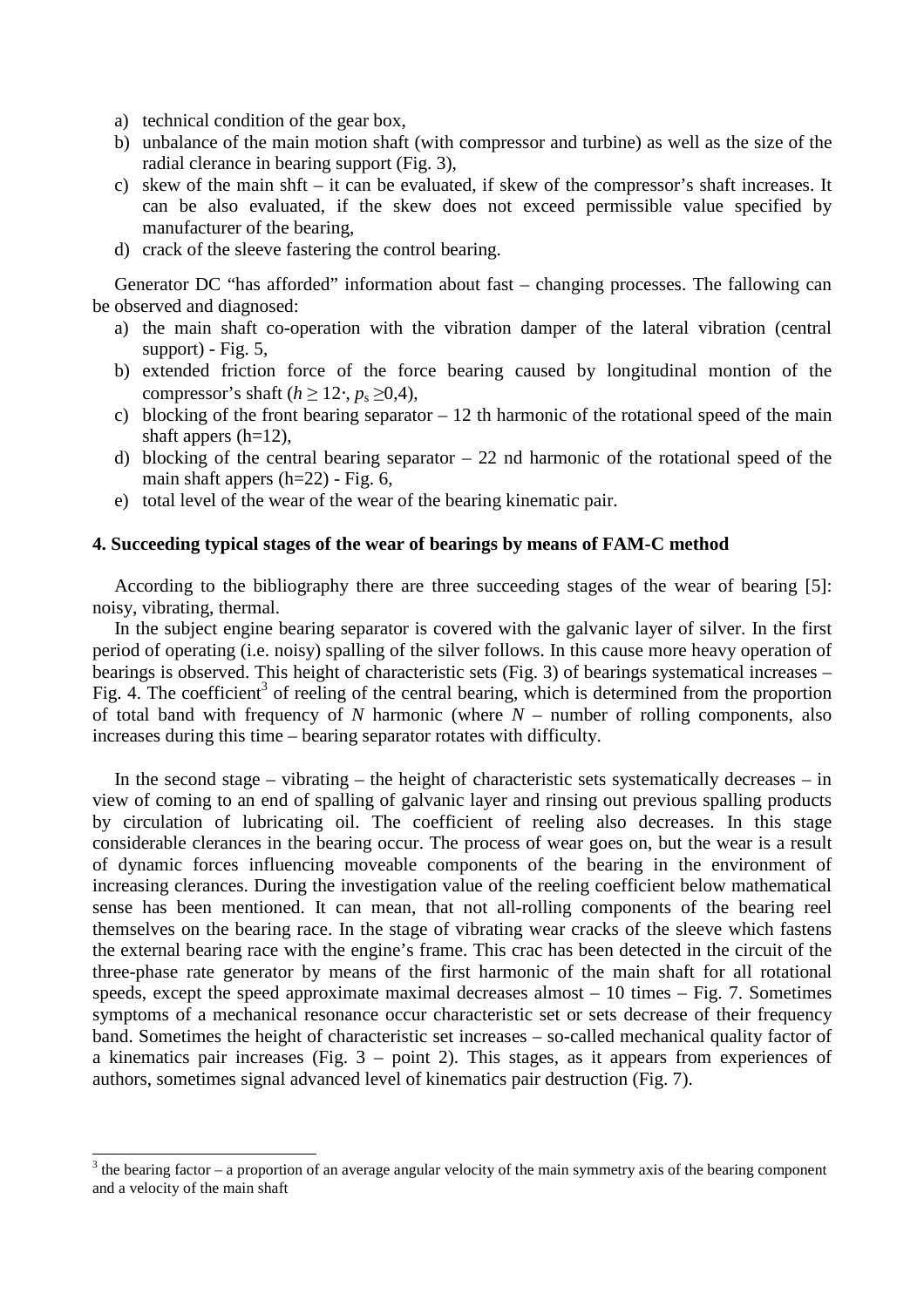a) technical condition of the gear box,
b) unbalance of the main motion shaft (with compressor and turbine) as well as the size of the radial clearance in bearing support (Fig. 3),
c) skew of the main shft – it can be evaluated, if skew of the compressor's shaft increases. It can be also evaluated, if the skew does not exceed permissible value specified by manufacturer of the bearing,
d) crack of the sleeve fastering the control bearing.

Generator DC "has afforded" information about fast – changing processes. The fallowing can be observed and diagnosed:

a) the main shaft co-operation with the vibration damper of the lateral vibration (central support) - Fig. 5,
b) extended friction force of the force bearing caused by longitudinal montion of the compressor's shaft ($h \geq 12\cdot$, $p_s \geq 0{,}4$),
c) blocking of the front bearing separator – 12 th harmonic of the rotational speed of the main shaft appers (h=12),
d) blocking of the central bearing separator – 22 nd harmonic of the rotational speed of the main shaft appers (h=22) - Fig. 6,
e) total level of the wear of the wear of the bearing kinematic pair.

### 4. Succeeding typical stages of the wear of bearings by means of FAM-C method

According to the bibliography there are three succeeding stages of the wear of bearing [5]: noisy, vibrating, thermal.

In the subject engine bearing separator is covered with the galvanic layer of silver. In the first period of operating (i.e. noisy) spalling of the silver follows. In this cause more heavy operation of bearings is observed. This height of characteristic sets (Fig. 3) of bearings systematical increases – Fig. 4. The coefficient[3] of reeling of the central bearing, which is determined from the proportion of total band with frequency of $N$ harmonic (where $N$ – number of rolling components, also increases during this time – bearing separator rotates with difficulty.

In the second stage – vibrating – the height of characteristic sets systematically decreases – in view of coming to an end of spalling of galvanic layer and rinsing out previous spalling products by circulation of lubricating oil. The coefficient of reeling also decreases. In this stage considerable clearances in the bearing occur. The process of wear goes on, but the wear is a result of dynamic forces influencing moveable components of the bearing in the environment of increasing clearances. During the investigation value of the reeling coefficient below mathematical sense has been mentioned. It can mean, that not all-rolling components of the bearing reel themselves on the bearing race. In the stage of vibrating wear cracks of the sleeve which fastens the external bearing race with the engine's frame. This crac has been detected in the circuit of the three-phase rate generator by means of the first harmonic of the main shaft for all rotational speeds, except the speed approximate maximal decreases almost – 10 times – Fig. 7. Sometimes symptoms of a mechanical resonance occur characteristic set or sets decrease of their frequency band. Sometimes the height of characteristic set increases – so-called mechanical quality factor of a kinematics pair increases (Fig. 3 – point 2). This stages, as it appears from experiences of authors, sometimes signal advanced level of kinematics pair destruction (Fig. 7).

[3] the bearing factor – a proportion of an average angular velocity of the main symmetry axis of the bearing component and a velocity of the main shaft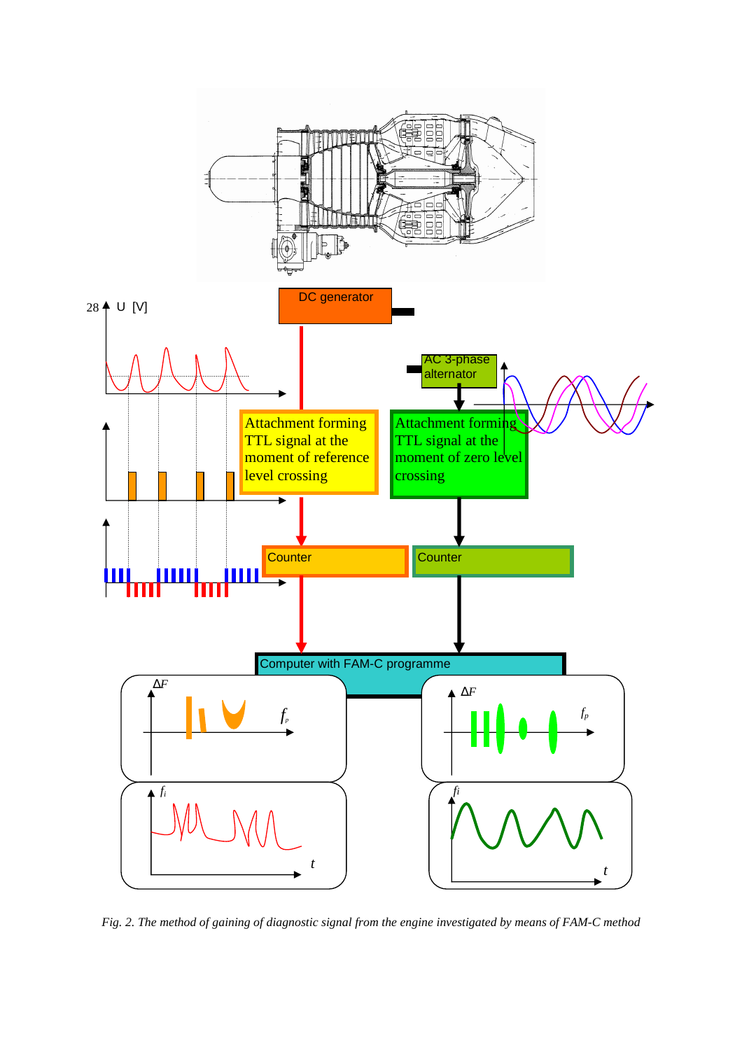*Fig. 2. The method of gaining of diagnostic signal from the engine investigated by means of FAM-C method*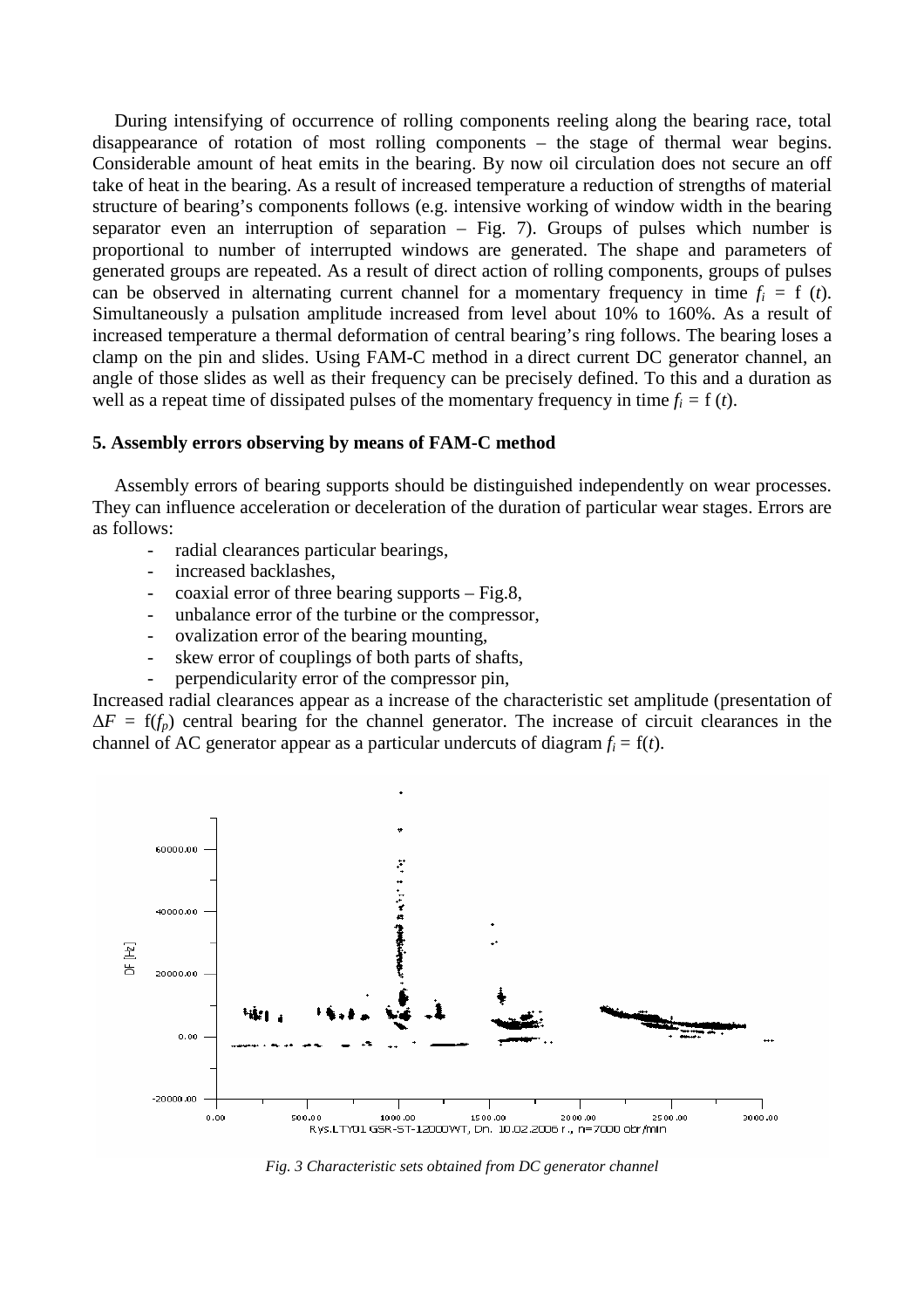During intensifying of occurrence of rolling components reeling along the bearing race, total disappearance of rotation of most rolling components – the stage of thermal wear begins. Considerable amount of heat emits in the bearing. By now oil circulation does not secure an off take of heat in the bearing. As a result of increased temperature a reduction of strengths of material structure of bearing's components follows (e.g. intensive working of window width in the bearing separator even an interruption of separation – Fig. 7). Groups of pulses which number is proportional to number of interrupted windows are generated. The shape and parameters of generated groups are repeated. As a result of direct action of rolling components, groups of pulses can be observed in alternating current channel for a momentary frequency in time $f_i$ = f ($t$). Simultaneously a pulsation amplitude increased from level about 10% to 160%. As a result of increased temperature a thermal deformation of central bearing's ring follows. The bearing loses a clamp on the pin and slides. Using FAM-C method in a direct current DC generator channel, an angle of those slides as well as their frequency can be precisely defined. To this and a duration as well as a repeat time of dissipated pulses of the momentary frequency in time $f_i$ = f ($t$).

### 5. Assembly errors observing by means of FAM-C method

Assembly errors of bearing supports should be distinguished independently on wear processes. They can influence acceleration or deceleration of the duration of particular wear stages. Errors are as follows:

- radial clearances particular bearings,
- increased backlashes,
- coaxial error of three bearing supports – Fig.8,
- unbalance error of the turbine or the compressor,
- ovalization error of the bearing mounting,
- skew error of couplings of both parts of shafts,
- perpendicularity error of the compressor pin,

Increased radial clearances appear as a increase of the characteristic set amplitude (presentation of $\Delta F$ = f($f_p$) central bearing for the channel generator. The increase of circuit clearances in the channel of AC generator appear as a particular undercuts of diagram $f_i$ = f($t$).

*Fig. 3 Characteristic sets obtained from DC generator channel*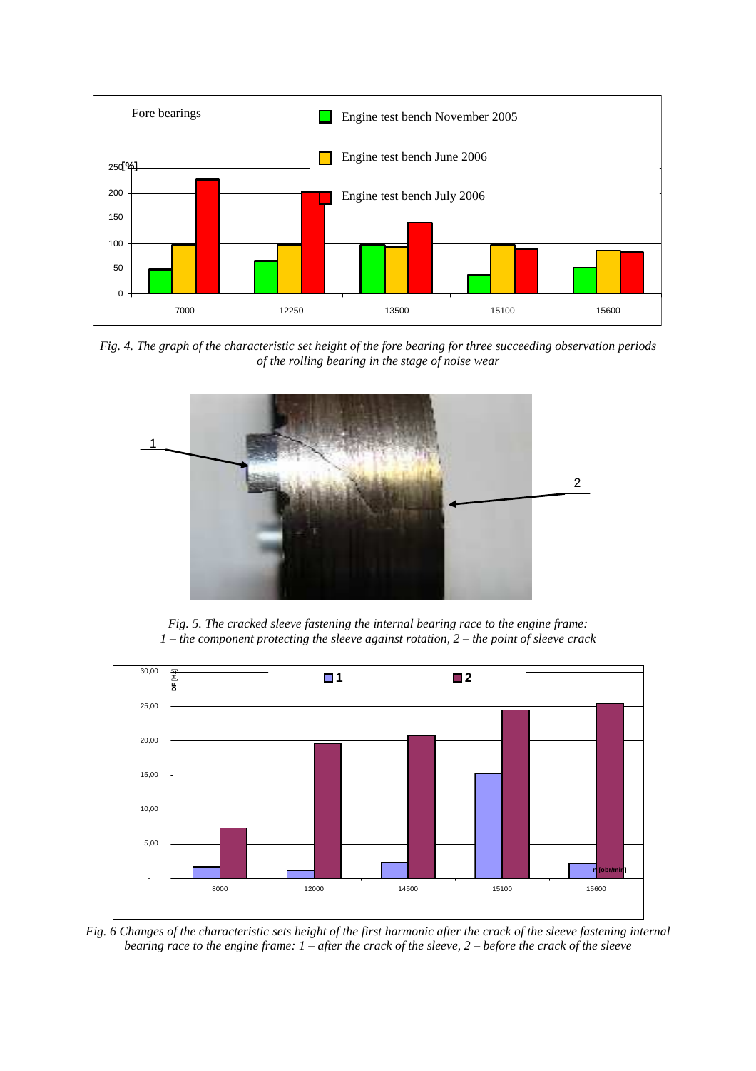*Fig. 4. The graph of the characteristic set height of the fore bearing for three succeeding observation periods of the rolling bearing in the stage of noise wear*

*Fig. 5. The cracked sleeve fastening the internal bearing race to the engine frame: 1 – the component protecting the sleeve against rotation, 2 – the point of sleeve crack*

*Fig. 6 Changes of the characteristic sets height of the first harmonic after the crack of the sleeve fastening internal bearing race to the engine frame: 1 – after the crack of the sleeve, 2 – before the crack of the sleeve*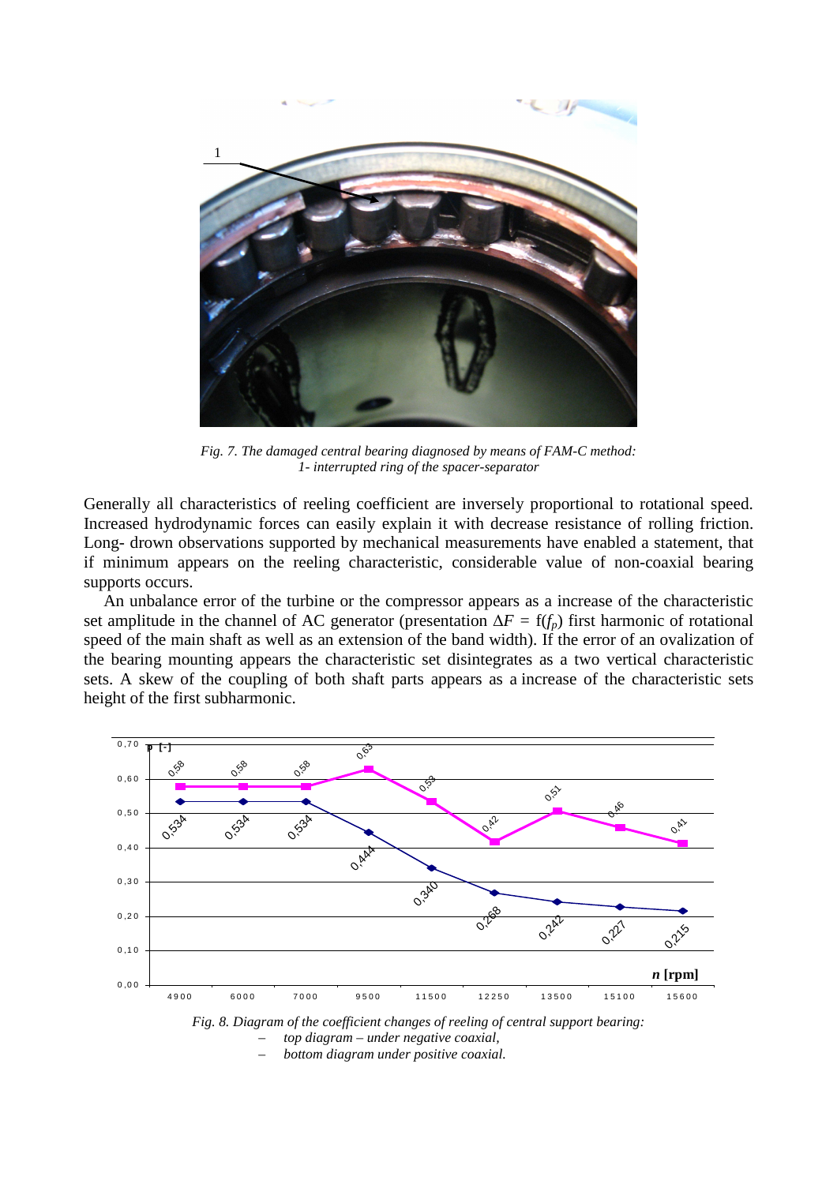*Fig. 7. The damaged central bearing diagnosed by means of FAM-C method: 1- interrupted ring of the spacer-separator*

Generally all characteristics of reeling coefficient are inversely proportional to rotational speed. Increased hydrodynamic forces can easily explain it with decrease resistance of rolling friction. Long- drown observations supported by mechanical measurements have enabled a statement, that if minimum appears on the reeling characteristic, considerable value of non-coaxial bearing supports occurs.

An unbalance error of the turbine or the compressor appears as a increase of the characteristic set amplitude in the channel of AC generator (presentation $\Delta F = f(f_p)$ first harmonic of rotational speed of the main shaft as well as an extension of the band width). If the error of an ovalization of the bearing mounting appears the characteristic set disintegrates as a two vertical characteristic sets. A skew of the coupling of both shaft parts appears as a increase of the characteristic sets height of the first subharmonic.

*Fig. 8. Diagram of the coefficient changes of reeling of central support bearing:*

- *top diagram – under negative coaxial,*
- *bottom diagram under positive coaxial.*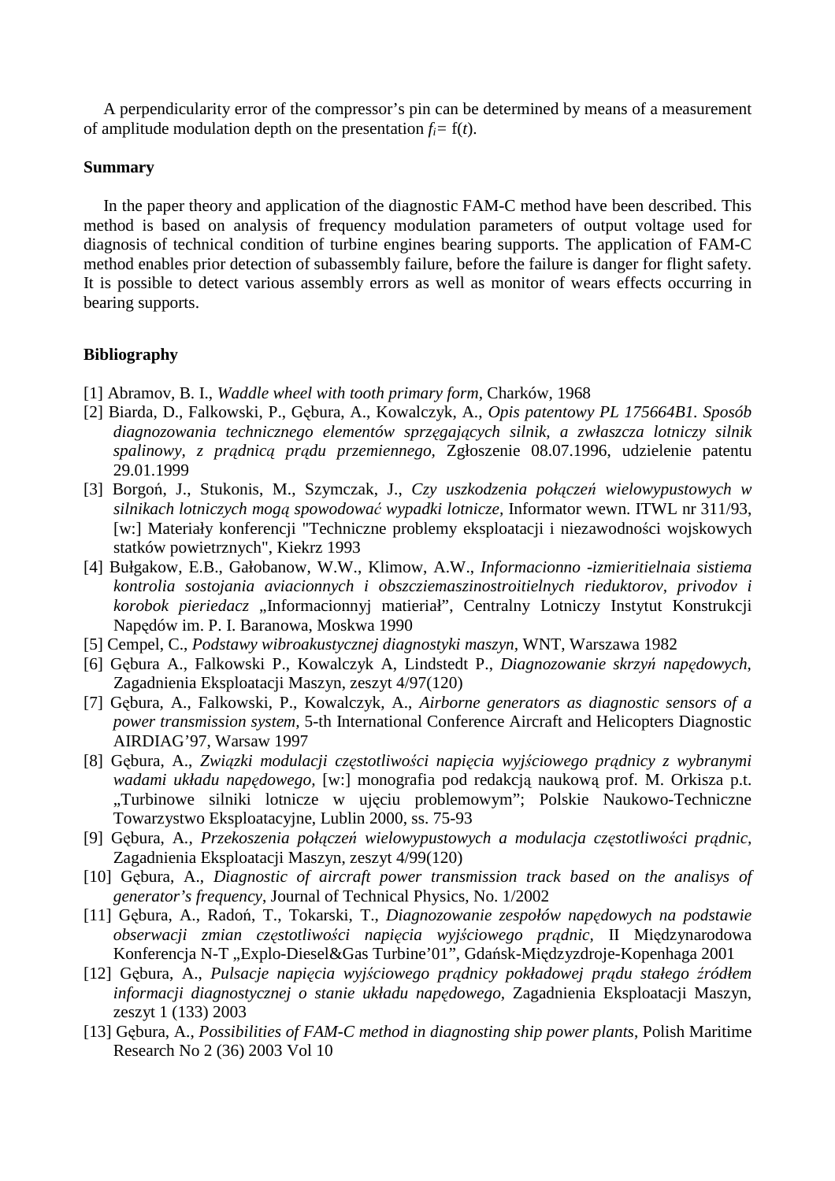A perpendicularity error of the compressor's pin can be determined by means of a measurement of amplitude modulation depth on the presentation $f_i = f(t)$.

**Summary**

In the paper theory and application of the diagnostic FAM-C method have been described. This method is based on analysis of frequency modulation parameters of output voltage used for diagnosis of technical condition of turbine engines bearing supports. The application of FAM-C method enables prior detection of subassembly failure, before the failure is danger for flight safety. It is possible to detect various assembly errors as well as monitor of wears effects occurring in bearing supports.

**Bibliography**

[1] Abramov, B. I., *Waddle wheel with tooth primary form*, Charków, 1968

[2] Biarda, D., Falkowski, P., Gębura, A., Kowalczyk, A., *Opis patentowy PL 175664B1. Sposób diagnozowania technicznego elementów sprzęgających silnik, a zwłaszcza lotniczy silnik spalinowy, z prądnicą prądu przemiennego*, Zgłoszenie 08.07.1996, udzielenie patentu 29.01.1999

[3] Borgoń, J., Stukonis, M., Szymczak, J., *Czy uszkodzenia połączeń wielowypustowych w silnikach lotniczych mogą spowodować wypadki lotnicze*, Informator wewn. ITWL nr 311/93, [w:] Materiały konferencji "Techniczne problemy eksploatacji i niezawodności wojskowych statków powietrznych", Kiekrz 1993

[4] Bułgakow, E.B., Gałobanow, W.W., Klimow, A.W., *Informacionno -izmieritielnaia sistiema kontrolia sostojania aviacionnych i obszcziemaszinostroitielnych rieduktorov, privodov i korobok pieriedacz* „Informacionnyj matieriał", Centralny Lotniczy Instytut Konstrukcji Napędów im. P. I. Baranowa, Moskwa 1990

[5] Cempel, C., *Podstawy wibroakustycznej diagnostyki maszyn*, WNT, Warszawa 1982

[6] Gębura A., Falkowski P., Kowalczyk A, Lindstedt P., *Diagnozowanie skrzyń napędowych*, Zagadnienia Eksploatacji Maszyn, zeszyt 4/97(120)

[7] Gębura, A., Falkowski, P., Kowalczyk, A., *Airborne generators as diagnostic sensors of a power transmission system*, 5-th International Conference Aircraft and Helicopters Diagnostic AIRDIAG'97, Warsaw 1997

[8] Gębura, A., *Związki modulacji częstotliwości napięcia wyjściowego prądnicy z wybranymi wadami układu napędowego*, [w:] monografia pod redakcją naukową prof. M. Orkisza p.t. „Turbinowe silniki lotnicze w ujęciu problemowym"; Polskie Naukowo-Techniczne Towarzystwo Eksploatacyjne, Lublin 2000, ss. 75-93

[9] Gębura, A., *Przekoszenia połączeń wielowypustowych a modulacja częstotliwości prądnic*, Zagadnienia Eksploatacji Maszyn, zeszyt 4/99(120)

[10] Gębura, A., *Diagnostic of aircraft power transmission track based on the analisys of generator's frequency*, Journal of Technical Physics, No. 1/2002

[11] Gębura, A., Radoń, T., Tokarski, T., *Diagnozowanie zespołów napędowych na podstawie obserwacji zmian częstotliwości napięcia wyjściowego prądnic*, II Międzynarodowa Konferencja N-T „Explo-Diesel&Gas Turbine'01", Gdańsk-Międzyzdroje-Kopenhaga 2001

[12] Gębura, A., *Pulsacje napięcia wyjściowego prądnicy pokładowej prądu stałego źródłem informacji diagnostycznej o stanie układu napędowego*, Zagadnienia Eksploatacji Maszyn, zeszyt 1 (133) 2003

[13] Gębura, A., *Possibilities of FAM-C method in diagnosting ship power plants*, Polish Maritime Research No 2 (36) 2003 Vol 10